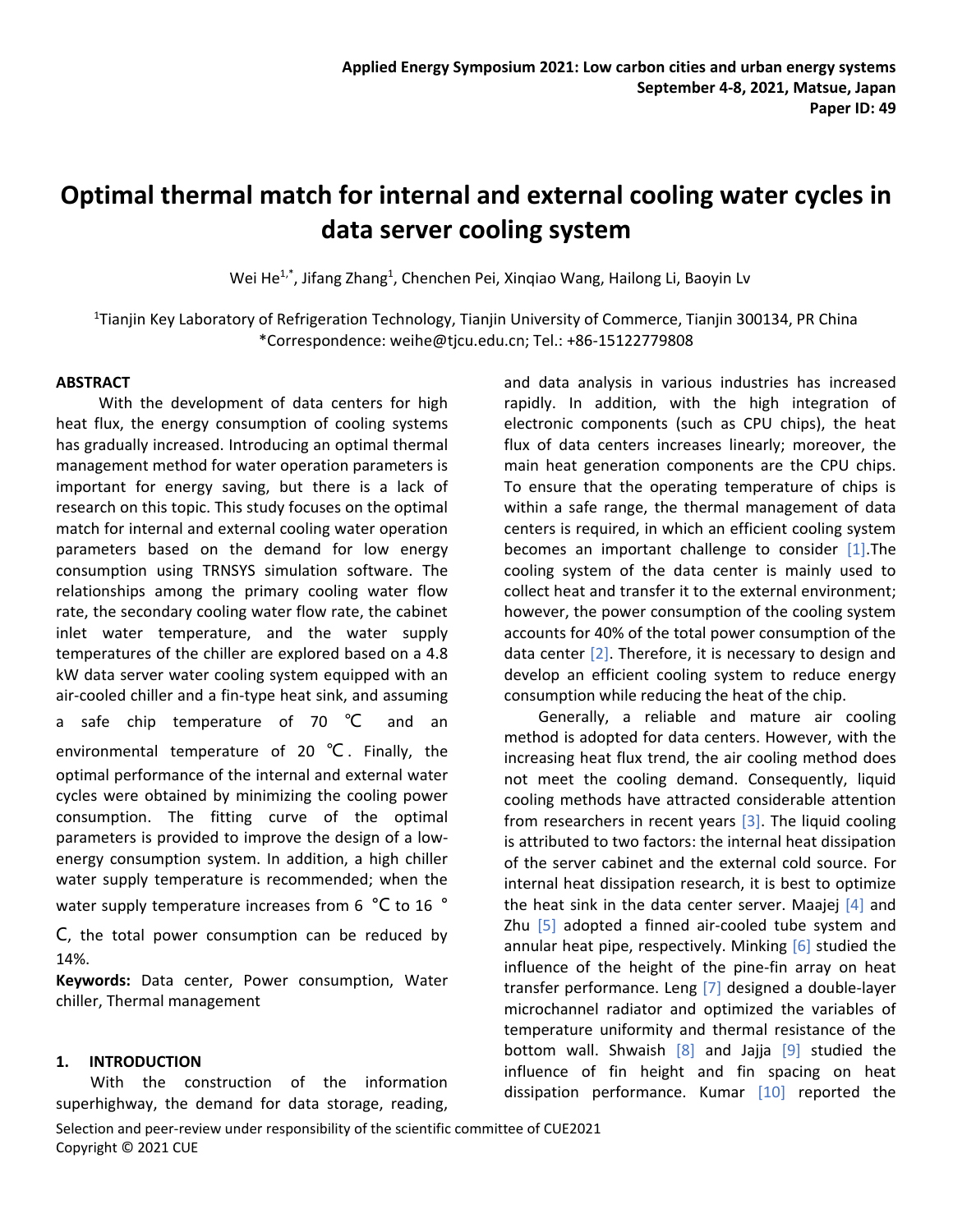Applied Energy Symposium 2021: Low carbon cities and urban energy systems
September 4-8, 2021, Matsue, Japan
Paper ID: 49

# Optimal thermal match for internal and external cooling water cycles in data server cooling system

Wei He[1,*], Jifang Zhang[1], Chenchen Pei, Xinqiao Wang, Hailong Li, Baoyin Lv

[1]Tianjin Key Laboratory of Refrigeration Technology, Tianjin University of Commerce, Tianjin 300134, PR China
*Correspondence: weihe@tjcu.edu.cn; Tel.: +86-15122779808

## ABSTRACT

With the development of data centers for high heat flux, the energy consumption of cooling systems has gradually increased. Introducing an optimal thermal management method for water operation parameters is important for energy saving, but there is a lack of research on this topic. This study focuses on the optimal match for internal and external cooling water operation parameters based on the demand for low energy consumption using TRNSYS simulation software. The relationships among the primary cooling water flow rate, the secondary cooling water flow rate, the cabinet inlet water temperature, and the water supply temperatures of the chiller are explored based on a 4.8 kW data server water cooling system equipped with an air-cooled chiller and a fin-type heat sink, and assuming a safe chip temperature of 70 ℃ and an environmental temperature of 20 ℃. Finally, the optimal performance of the internal and external water cycles were obtained by minimizing the cooling power consumption. The fitting curve of the optimal parameters is provided to improve the design of a low-energy consumption system. In addition, a high chiller water supply temperature is recommended; when the water supply temperature increases from 6 ℃ to 16 ℃, the total power consumption can be reduced by 14%.

**Keywords:** Data center, Power consumption, Water chiller, Thermal management

## 1. INTRODUCTION

With the construction of the information superhighway, the demand for data storage, reading, and data analysis in various industries has increased rapidly. In addition, with the high integration of electronic components (such as CPU chips), the heat flux of data centers increases linearly; moreover, the main heat generation components are the CPU chips. To ensure that the operating temperature of chips is within a safe range, the thermal management of data centers is required, in which an efficient cooling system becomes an important challenge to consider [1].The cooling system of the data center is mainly used to collect heat and transfer it to the external environment; however, the power consumption of the cooling system accounts for 40% of the total power consumption of the data center [2]. Therefore, it is necessary to design and develop an efficient cooling system to reduce energy consumption while reducing the heat of the chip.

Generally, a reliable and mature air cooling method is adopted for data centers. However, with the increasing heat flux trend, the air cooling method does not meet the cooling demand. Consequently, liquid cooling methods have attracted considerable attention from researchers in recent years [3]. The liquid cooling is attributed to two factors: the internal heat dissipation of the server cabinet and the external cold source. For internal heat dissipation research, it is best to optimize the heat sink in the data center server. Maajej [4] and Zhu [5] adopted a finned air-cooled tube system and annular heat pipe, respectively. Minking [6] studied the influence of the height of the pine-fin array on heat transfer performance. Leng [7] designed a double-layer microchannel radiator and optimized the variables of temperature uniformity and thermal resistance of the bottom wall. Shwaish [8] and Jajja [9] studied the influence of fin height and fin spacing on heat dissipation performance. Kumar [10] reported the

Selection and peer-review under responsibility of the scientific committee of CUE2021
Copyright © 2021 CUE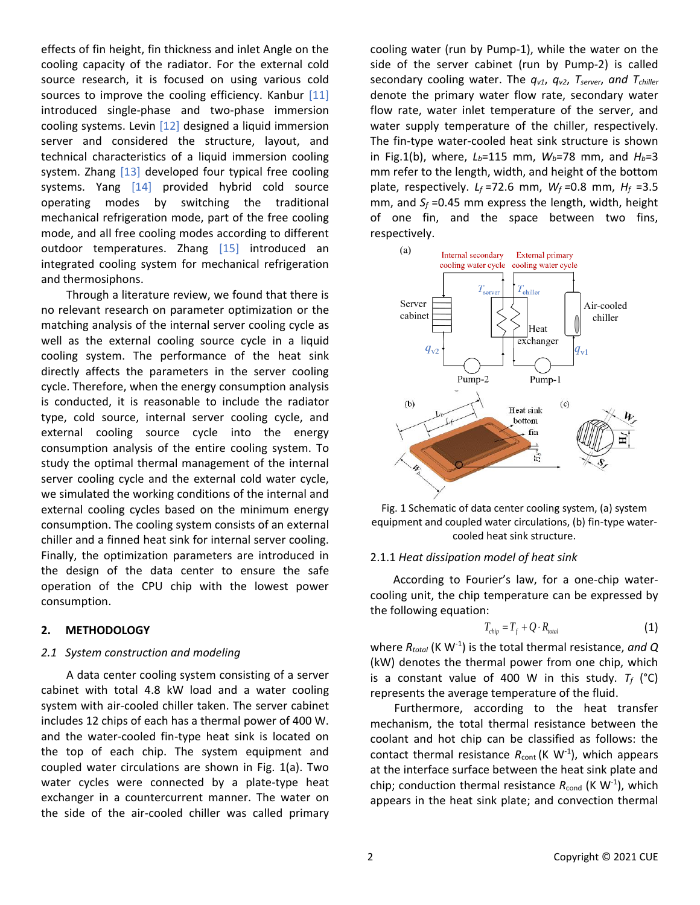effects of fin height, fin thickness and inlet Angle on the cooling capacity of the radiator. For the external cold source research, it is focused on using various cold sources to improve the cooling efficiency. Kanbur [11] introduced single-phase and two-phase immersion cooling systems. Levin [12] designed a liquid immersion server and considered the structure, layout, and technical characteristics of a liquid immersion cooling system. Zhang [13] developed four typical free cooling systems. Yang [14] provided hybrid cold source operating modes by switching the traditional mechanical refrigeration mode, part of the free cooling mode, and all free cooling modes according to different outdoor temperatures. Zhang [15] introduced an integrated cooling system for mechanical refrigeration and thermosiphons.

Through a literature review, we found that there is no relevant research on parameter optimization or the matching analysis of the internal server cooling cycle as well as the external cooling source cycle in a liquid cooling system. The performance of the heat sink directly affects the parameters in the server cooling cycle. Therefore, when the energy consumption analysis is conducted, it is reasonable to include the radiator type, cold source, internal server cooling cycle, and external cooling source cycle into the energy consumption analysis of the entire cooling system. To study the optimal thermal management of the internal server cooling cycle and the external cold water cycle, we simulated the working conditions of the internal and external cooling cycles based on the minimum energy consumption. The cooling system consists of an external chiller and a finned heat sink for internal server cooling. Finally, the optimization parameters are introduced in the design of the data center to ensure the safe operation of the CPU chip with the lowest power consumption.

## 2. METHODOLOGY

### 2.1 System construction and modeling

A data center cooling system consisting of a server cabinet with total 4.8 kW load and a water cooling system with air-cooled chiller taken. The server cabinet includes 12 chips of each has a thermal power of 400 W. and the water-cooled fin-type heat sink is located on the top of each chip. The system equipment and coupled water circulations are shown in Fig. 1(a). Two water cycles were connected by a plate-type heat exchanger in a countercurrent manner. The water on the side of the air-cooled chiller was called primary cooling water (run by Pump-1), while the water on the side of the server cabinet (run by Pump-2) is called secondary cooling water. The $q_{v1}$, $q_{v2}$, $T_{server}$, and $T_{chiller}$ denote the primary water flow rate, secondary water flow rate, water inlet temperature of the server, and water supply temperature of the chiller, respectively. The fin-type water-cooled heat sink structure is shown in Fig.1(b), where, $L_b$=115 mm, $W_b$=78 mm, and $H_b$=3 mm refer to the length, width, and height of the bottom plate, respectively. $L_f$ =72.6 mm, $W_f$ =0.8 mm, $H_f$ =3.5 mm, and $S_f$ =0.45 mm express the length, width, height of one fin, and the space between two fins, respectively.

Fig. 1 Schematic of data center cooling system, (a) system equipment and coupled water circulations, (b) fin-type water-cooled heat sink structure.

#### 2.1.1 *Heat dissipation model of heat sink*

According to Fourier's law, for a one-chip water-cooling unit, the chip temperature can be expressed by the following equation:

$$T_{chip} = T_f + Q \cdot R_{total} \quad (1)$$

where $R_{total}$ (K W$^{-1}$) is the total thermal resistance, *and Q* (kW) denotes the thermal power from one chip, which is a constant value of 400 W in this study. $T_f$ (°C) represents the average temperature of the fluid.

Furthermore, according to the heat transfer mechanism, the total thermal resistance between the coolant and hot chip can be classified as follows: the contact thermal resistance $R_{cont}$ (K W$^{-1}$), which appears at the interface surface between the heat sink plate and chip; conduction thermal resistance $R_{cond}$ (K W$^{-1}$), which appears in the heat sink plate; and convection thermal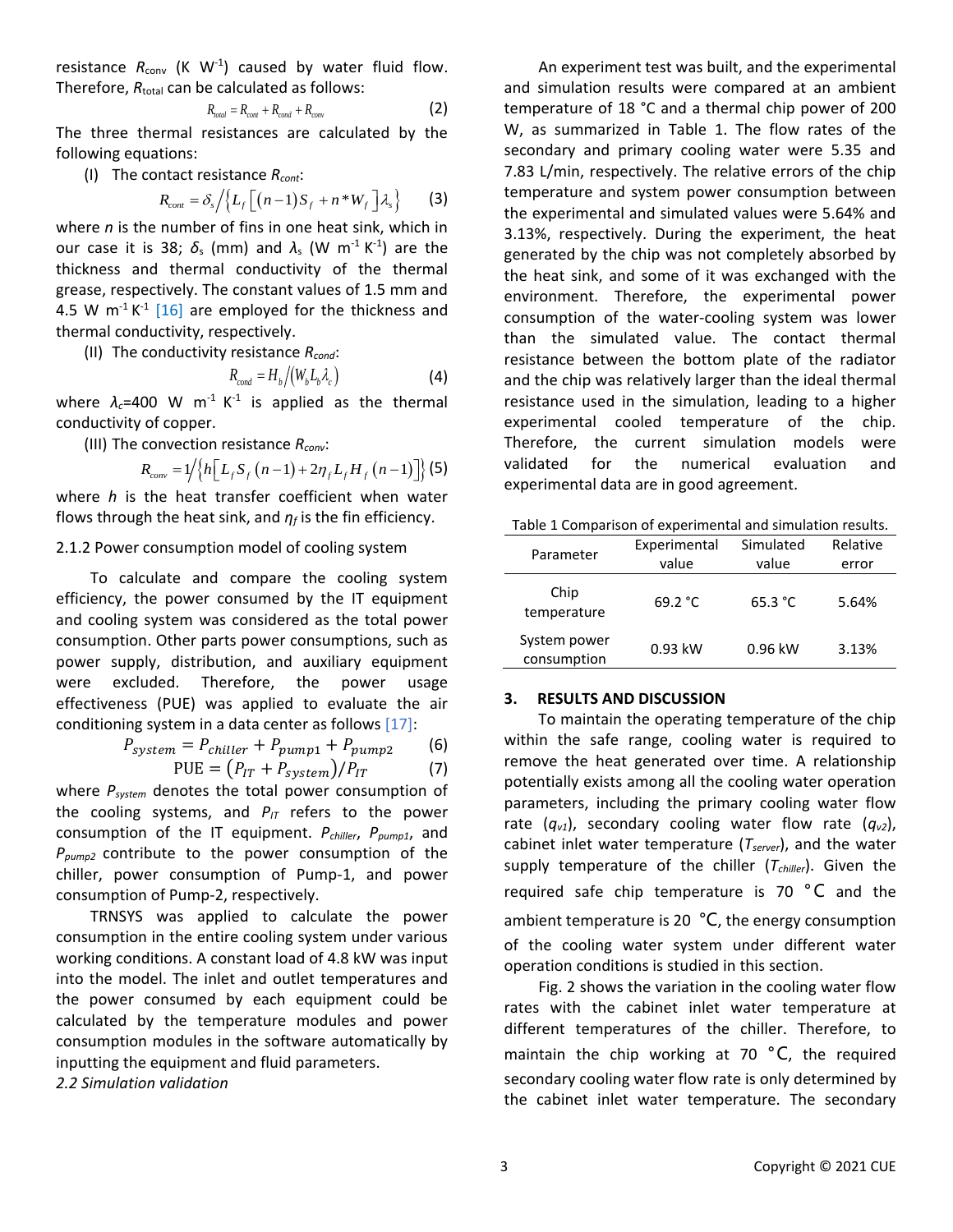resistance $R_{conv}$ (K W$^{-1}$) caused by water fluid flow. Therefore, $R_{total}$ can be calculated as follows:

$$R_{total} = R_{cont} + R_{cond} + R_{conv} \tag{2}$$

The three thermal resistances are calculated by the following equations:

(I) The contact resistance $R_{cont}$:

$$R_{cont} = \delta_s \Big/ \left\{ L_f \left[ (n-1) S_f + n * W_f \right] \lambda_s \right\} \tag{3}$$

where $n$ is the number of fins in one heat sink, which in our case it is 38; $\delta_s$ (mm) and $\lambda_s$ (W m$^{-1}$ K$^{-1}$) are the thickness and thermal conductivity of the thermal grease, respectively. The constant values of 1.5 mm and 4.5 W m$^{-1}$ K$^{-1}$ [16] are employed for the thickness and thermal conductivity, respectively.

(II) The conductivity resistance $R_{cond}$:

$$R_{cond} = H_b \big/ \left( W_b L_b \lambda_c \right) \tag{4}$$

where $\lambda_c$=400 W m$^{-1}$ K$^{-1}$ is applied as the thermal conductivity of copper.

(III) The convection resistance $R_{conv}$:

$$R_{conv} = 1 \Big/ \left\{ h \left[ L_f S_f (n-1) + 2\eta_f L_f H_f (n-1) \right] \right\} \tag{5}$$

where $h$ is the heat transfer coefficient when water flows through the heat sink, and $\eta_f$ is the fin efficiency.

2.1.2 Power consumption model of cooling system

To calculate and compare the cooling system efficiency, the power consumed by the IT equipment and cooling system was considered as the total power consumption. Other parts power consumptions, such as power supply, distribution, and auxiliary equipment were excluded. Therefore, the power usage effectiveness (PUE) was applied to evaluate the air conditioning system in a data center as follows [17]:

$$P_{system} = P_{chiller} + P_{pump1} + P_{pump2} \tag{6}$$

$$\text{PUE} = \left( P_{IT} + P_{system} \right) / P_{IT} \tag{7}$$

where $P_{system}$ denotes the total power consumption of the cooling systems, and $P_{IT}$ refers to the power consumption of the IT equipment. $P_{chiller}$, $P_{pump1}$, and $P_{pump2}$ contribute to the power consumption of the chiller, power consumption of Pump-1, and power consumption of Pump-2, respectively.

TRNSYS was applied to calculate the power consumption in the entire cooling system under various working conditions. A constant load of 4.8 kW was input into the model. The inlet and outlet temperatures and the power consumed by each equipment could be calculated by the temperature modules and power consumption modules in the software automatically by inputting the equipment and fluid parameters.

*2.2 Simulation validation*

An experiment test was built, and the experimental and simulation results were compared at an ambient temperature of 18 °C and a thermal chip power of 200 W, as summarized in Table 1. The flow rates of the secondary and primary cooling water were 5.35 and 7.83 L/min, respectively. The relative errors of the chip temperature and system power consumption between the experimental and simulated values were 5.64% and 3.13%, respectively. During the experiment, the heat generated by the chip was not completely absorbed by the heat sink, and some of it was exchanged with the environment. Therefore, the experimental power consumption of the water-cooling system was lower than the simulated value. The contact thermal resistance between the bottom plate of the radiator and the chip was relatively larger than the ideal thermal resistance used in the simulation, leading to a higher experimental cooled temperature of the chip. Therefore, the current simulation models were validated for the numerical evaluation and experimental data are in good agreement.

Table 1 Comparison of experimental and simulation results.

| Parameter | Experimental value | Simulated value | Relative error |
|---|---|---|---|
| Chip temperature | 69.2 °C | 65.3 °C | 5.64% |
| System power consumption | 0.93 kW | 0.96 kW | 3.13% |

## 3. RESULTS AND DISCUSSION

To maintain the operating temperature of the chip within the safe range, cooling water is required to remove the heat generated over time. A relationship potentially exists among all the cooling water operation parameters, including the primary cooling water flow rate ($q_{v1}$), secondary cooling water flow rate ($q_{v2}$), cabinet inlet water temperature ($T_{server}$), and the water supply temperature of the chiller ($T_{chiller}$). Given the required safe chip temperature is 70 °C and the ambient temperature is 20 °C, the energy consumption of the cooling water system under different water operation conditions is studied in this section.

Fig. 2 shows the variation in the cooling water flow rates with the cabinet inlet water temperature at different temperatures of the chiller. Therefore, to maintain the chip working at 70 °C, the required secondary cooling water flow rate is only determined by the cabinet inlet water temperature. The secondary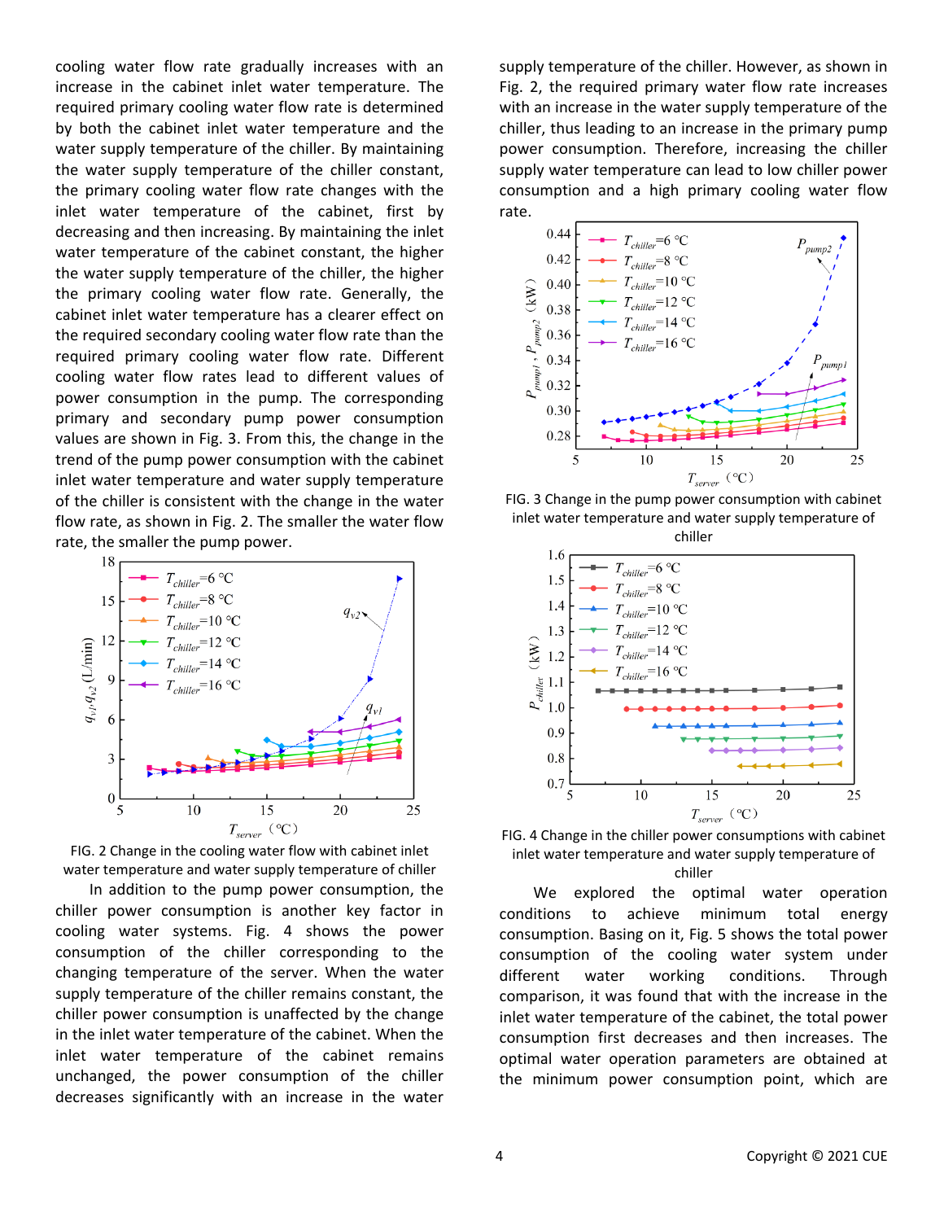cooling water flow rate gradually increases with an increase in the cabinet inlet water temperature. The required primary cooling water flow rate is determined by both the cabinet inlet water temperature and the water supply temperature of the chiller. By maintaining the water supply temperature of the chiller constant, the primary cooling water flow rate changes with the inlet water temperature of the cabinet, first by decreasing and then increasing. By maintaining the inlet water temperature of the cabinet constant, the higher the water supply temperature of the chiller, the higher the primary cooling water flow rate. Generally, the cabinet inlet water temperature has a clearer effect on the required secondary cooling water flow rate than the required primary cooling water flow rate. Different cooling water flow rates lead to different values of power consumption in the pump. The corresponding primary and secondary pump power consumption values are shown in Fig. 3. From this, the change in the trend of the pump power consumption with the cabinet inlet water temperature and water supply temperature of the chiller is consistent with the change in the water flow rate, as shown in Fig. 2. The smaller the water flow rate, the smaller the pump power.

FIG. 2 Change in the cooling water flow with cabinet inlet water temperature and water supply temperature of chiller

In addition to the pump power consumption, the chiller power consumption is another key factor in cooling water systems. Fig. 4 shows the power consumption of the chiller corresponding to the changing temperature of the server. When the water supply temperature of the chiller remains constant, the chiller power consumption is unaffected by the change in the inlet water temperature of the cabinet. When the inlet water temperature of the cabinet remains unchanged, the power consumption of the chiller decreases significantly with an increase in the water supply temperature of the chiller. However, as shown in Fig. 2, the required primary water flow rate increases with an increase in the water supply temperature of the chiller, thus leading to an increase in the primary pump power consumption. Therefore, increasing the chiller supply water temperature can lead to low chiller power consumption and a high primary cooling water flow rate.

FIG. 3 Change in the pump power consumption with cabinet inlet water temperature and water supply temperature of chiller

FIG. 4 Change in the chiller power consumptions with cabinet inlet water temperature and water supply temperature of chiller

We explored the optimal water operation conditions to achieve minimum total energy consumption. Basing on it, Fig. 5 shows the total power consumption of the cooling water system under different water working conditions. Through comparison, it was found that with the increase in the inlet water temperature of the cabinet, the total power consumption first decreases and then increases. The optimal water operation parameters are obtained at the minimum power consumption point, which are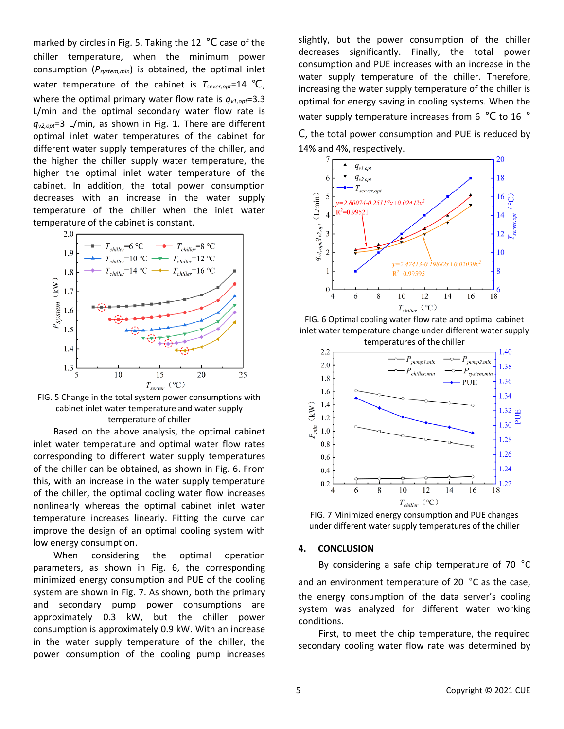marked by circles in Fig. 5. Taking the 12 ℃ case of the chiller temperature, when the minimum power consumption ($P_{system,min}$) is obtained, the optimal inlet water temperature of the cabinet is $T_{sever,opt}$=14 ℃, where the optimal primary water flow rate is $q_{v1,opt}$=3.3 L/min and the optimal secondary water flow rate is $q_{v2,opt}$=3 L/min, as shown in Fig. 1. There are different optimal inlet water temperatures of the cabinet for different water supply temperatures of the chiller, and the higher the chiller supply water temperature, the higher the optimal inlet water temperature of the cabinet. In addition, the total power consumption decreases with an increase in the water supply temperature of the chiller when the inlet water temperature of the cabinet is constant.

FIG. 5 Change in the total system power consumptions with cabinet inlet water temperature and water supply temperature of chiller

Based on the above analysis, the optimal cabinet inlet water temperature and optimal water flow rates corresponding to different water supply temperatures of the chiller can be obtained, as shown in Fig. 6. From this, with an increase in the water supply temperature of the chiller, the optimal cooling water flow increases nonlinearly whereas the optimal cabinet inlet water temperature increases linearly. Fitting the curve can improve the design of an optimal cooling system with low energy consumption.

When considering the optimal operation parameters, as shown in Fig. 6, the corresponding minimized energy consumption and PUE of the cooling system are shown in Fig. 7. As shown, both the primary and secondary pump power consumptions are approximately 0.3 kW, but the chiller power consumption is approximately 0.9 kW. With an increase in the water supply temperature of the chiller, the power consumption of the cooling pump increases slightly, but the power consumption of the chiller decreases significantly. Finally, the total power consumption and PUE increases with an increase in the water supply temperature of the chiller. Therefore, increasing the water supply temperature of the chiller is optimal for energy saving in cooling systems. When the water supply temperature increases from 6 ℃ to 16 ℃, the total power consumption and PUE is reduced by 14% and 4%, respectively.

FIG. 6 Optimal cooling water flow rate and optimal cabinet inlet water temperature change under different water supply temperatures of the chiller

FIG. 7 Minimized energy consumption and PUE changes under different water supply temperatures of the chiller

## 4. CONCLUSION

By considering a safe chip temperature of 70 °C and an environment temperature of 20 °C as the case, the energy consumption of the data server's cooling system was analyzed for different water working conditions.

First, to meet the chip temperature, the required secondary cooling water flow rate was determined by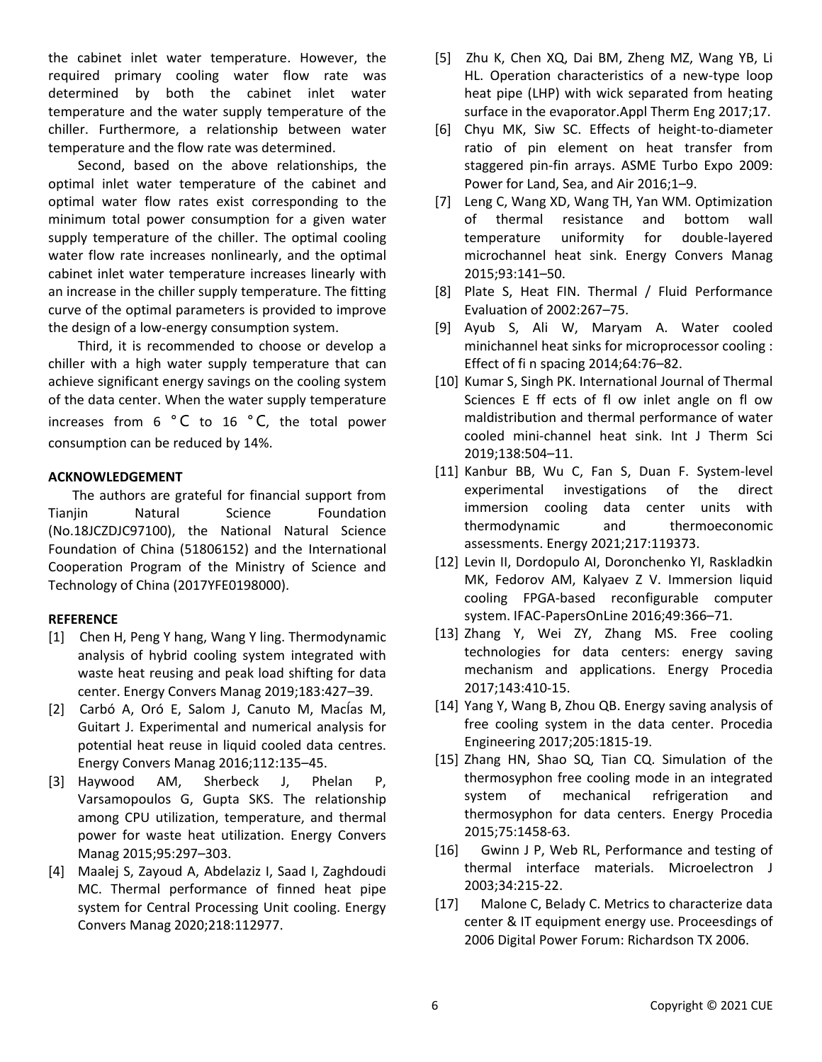the cabinet inlet water temperature. However, the required primary cooling water flow rate was determined by both the cabinet inlet water temperature and the water supply temperature of the chiller. Furthermore, a relationship between water temperature and the flow rate was determined.

Second, based on the above relationships, the optimal inlet water temperature of the cabinet and optimal water flow rates exist corresponding to the minimum total power consumption for a given water supply temperature of the chiller. The optimal cooling water flow rate increases nonlinearly, and the optimal cabinet inlet water temperature increases linearly with an increase in the chiller supply temperature. The fitting curve of the optimal parameters is provided to improve the design of a low-energy consumption system.

Third, it is recommended to choose or develop a chiller with a high water supply temperature that can achieve significant energy savings on the cooling system of the data center. When the water supply temperature increases from 6 °C to 16 °C, the total power consumption can be reduced by 14%.

## ACKNOWLEDGEMENT

The authors are grateful for financial support from Tianjin Natural Science Foundation (No.18JCZDJC97100), the National Natural Science Foundation of China (51806152) and the International Cooperation Program of the Ministry of Science and Technology of China (2017YFE0198000).

## REFERENCE

[1] Chen H, Peng Y hang, Wang Y ling. Thermodynamic analysis of hybrid cooling system integrated with waste heat reusing and peak load shifting for data center. Energy Convers Manag 2019;183:427–39.

[2] Carbó A, Oró E, Salom J, Canuto M, MacÍas M, Guitart J. Experimental and numerical analysis for potential heat reuse in liquid cooled data centres. Energy Convers Manag 2016;112:135–45.

[3] Haywood AM, Sherbeck J, Phelan P, Varsamopoulos G, Gupta SKS. The relationship among CPU utilization, temperature, and thermal power for waste heat utilization. Energy Convers Manag 2015;95:297–303.

[4] Maalej S, Zayoud A, Abdelaziz I, Saad I, Zaghdoudi MC. Thermal performance of finned heat pipe system for Central Processing Unit cooling. Energy Convers Manag 2020;218:112977.

[5] Zhu K, Chen XQ, Dai BM, Zheng MZ, Wang YB, Li HL. Operation characteristics of a new-type loop heat pipe (LHP) with wick separated from heating surface in the evaporator.Appl Therm Eng 2017;17.

[6] Chyu MK, Siw SC. Effects of height-to-diameter ratio of pin element on heat transfer from staggered pin-fin arrays. ASME Turbo Expo 2009: Power for Land, Sea, and Air 2016;1–9.

[7] Leng C, Wang XD, Wang TH, Yan WM. Optimization of thermal resistance and bottom wall temperature uniformity for double-layered microchannel heat sink. Energy Convers Manag 2015;93:141–50.

[8] Plate S, Heat FIN. Thermal / Fluid Performance Evaluation of 2002:267–75.

[9] Ayub S, Ali W, Maryam A. Water cooled minichannel heat sinks for microprocessor cooling : Effect of fi n spacing 2014;64:76–82.

[10] Kumar S, Singh PK. International Journal of Thermal Sciences E ff ects of fl ow inlet angle on fl ow maldistribution and thermal performance of water cooled mini-channel heat sink. Int J Therm Sci 2019;138:504–11.

[11] Kanbur BB, Wu C, Fan S, Duan F. System-level experimental investigations of the direct immersion cooling data center units with thermodynamic and thermoeconomic assessments. Energy 2021;217:119373.

[12] Levin II, Dordopulo AI, Doronchenko YI, Raskladkin MK, Fedorov AM, Kalyaev Z V. Immersion liquid cooling FPGA-based reconfigurable computer system. IFAC-PapersOnLine 2016;49:366–71.

[13] Zhang Y, Wei ZY, Zhang MS. Free cooling technologies for data centers: energy saving mechanism and applications. Energy Procedia 2017;143:410-15.

[14] Yang Y, Wang B, Zhou QB. Energy saving analysis of free cooling system in the data center. Procedia Engineering 2017;205:1815-19.

[15] Zhang HN, Shao SQ, Tian CQ. Simulation of the thermosyphon free cooling mode in an integrated system of mechanical refrigeration and thermosyphon for data centers. Energy Procedia 2015;75:1458-63.

[16] Gwinn J P, Web RL, Performance and testing of thermal interface materials. Microelectron J 2003;34:215-22.

[17] Malone C, Belady C. Metrics to characterize data center & IT equipment energy use. Proceesdings of 2006 Digital Power Forum: Richardson TX 2006.